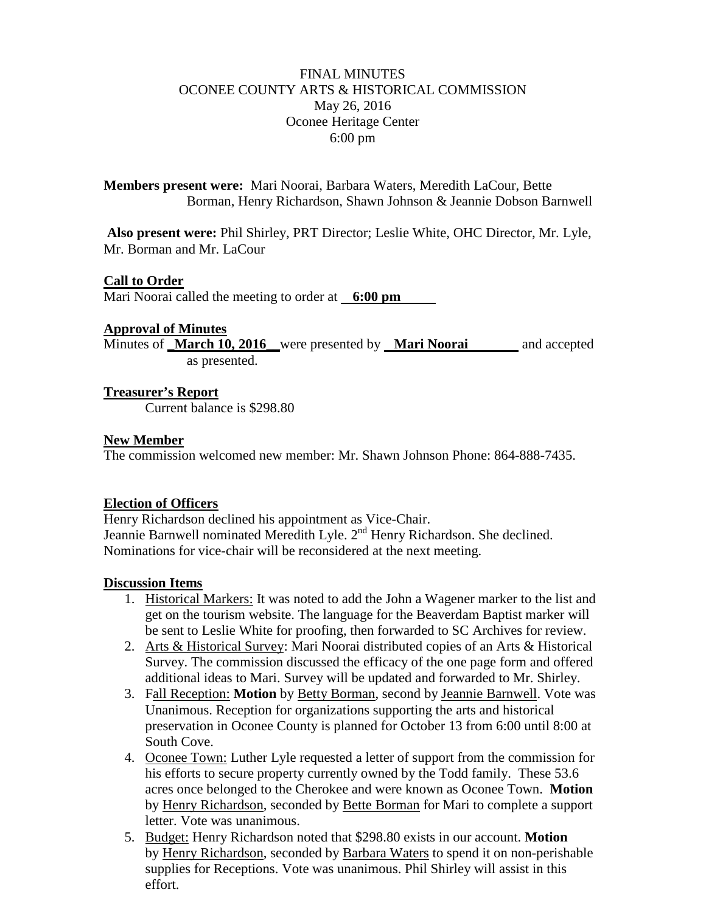FINAL MINUTES
OCONEE COUNTY ARTS & HISTORICAL COMMISSION
May 26, 2016
Oconee Heritage Center
6:00 pm

**Members present were:** Mari Noorai, Barbara Waters, Meredith LaCour, Bette Borman, Henry Richardson, Shawn Johnson & Jeannie Dobson Barnwell

**Also present were:** Phil Shirley, PRT Director; Leslie White, OHC Director, Mr. Lyle, Mr. Borman and Mr. LaCour

**Call to Order**

Mari Noorai called the meeting to order at **6:00 pm**

**Approval of Minutes**

Minutes of **March 10, 2016** were presented by **Mari Noorai** and accepted as presented.

**Treasurer's Report**

Current balance is $298.80

**New Member**

The commission welcomed new member: Mr. Shawn Johnson Phone: 864-888-7435.

**Election of Officers**

Henry Richardson declined his appointment as Vice-Chair.
Jeannie Barnwell nominated Meredith Lyle. 2nd Henry Richardson. She declined.
Nominations for vice-chair will be reconsidered at the next meeting.

**Discussion Items**

1. Historical Markers: It was noted to add the John a Wagener marker to the list and get on the tourism website. The language for the Beaverdam Baptist marker will be sent to Leslie White for proofing, then forwarded to SC Archives for review.
2. Arts & Historical Survey: Mari Noorai distributed copies of an Arts & Historical Survey. The commission discussed the efficacy of the one page form and offered additional ideas to Mari. Survey will be updated and forwarded to Mr. Shirley.
3. Fall Reception: **Motion** by Betty Borman, second by Jeannie Barnwell. Vote was Unanimous. Reception for organizations supporting the arts and historical preservation in Oconee County is planned for October 13 from 6:00 until 8:00 at South Cove.
4. Oconee Town: Luther Lyle requested a letter of support from the commission for his efforts to secure property currently owned by the Todd family. These 53.6 acres once belonged to the Cherokee and were known as Oconee Town. **Motion** by Henry Richardson, seconded by Bette Borman for Mari to complete a support letter. Vote was unanimous.
5. Budget: Henry Richardson noted that $298.80 exists in our account. **Motion** by Henry Richardson, seconded by Barbara Waters to spend it on non-perishable supplies for Receptions. Vote was unanimous. Phil Shirley will assist in this effort.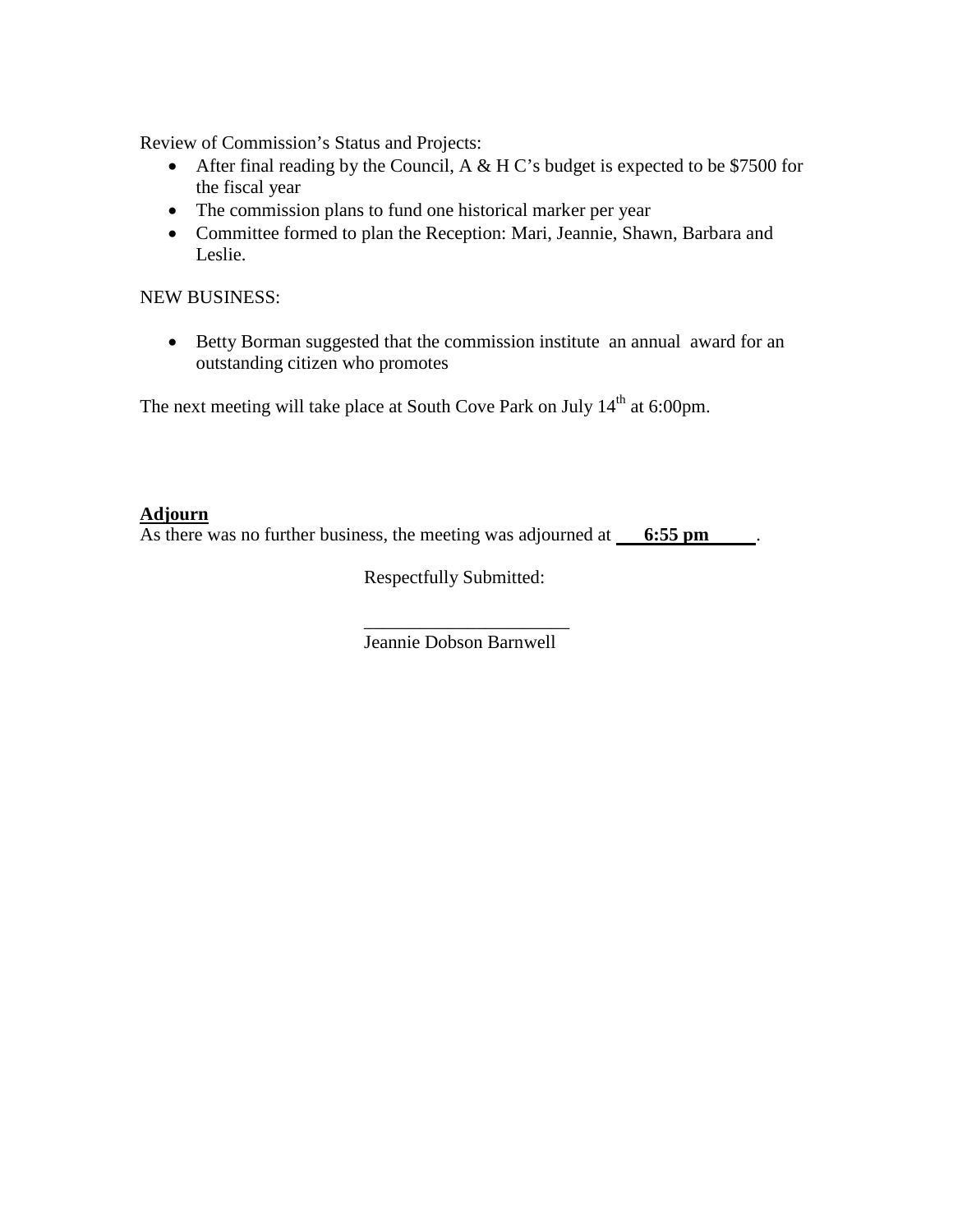Review of Commission's Status and Projects:

- After final reading by the Council, A & H C's budget is expected to be $7500 for the fiscal year
- The commission plans to fund one historical marker per year
- Committee formed to plan the Reception: Mari, Jeannie, Shawn, Barbara and Leslie.

NEW BUSINESS:

- Betty Borman suggested that the commission institute an annual award for an outstanding citizen who promotes

The next meeting will take place at South Cove Park on July 14th at 6:00pm.

**Adjourn**

As there was no further business, the meeting was adjourned at **6:55 pm** .

Respectfully Submitted:

______________________

Jeannie Dobson Barnwell